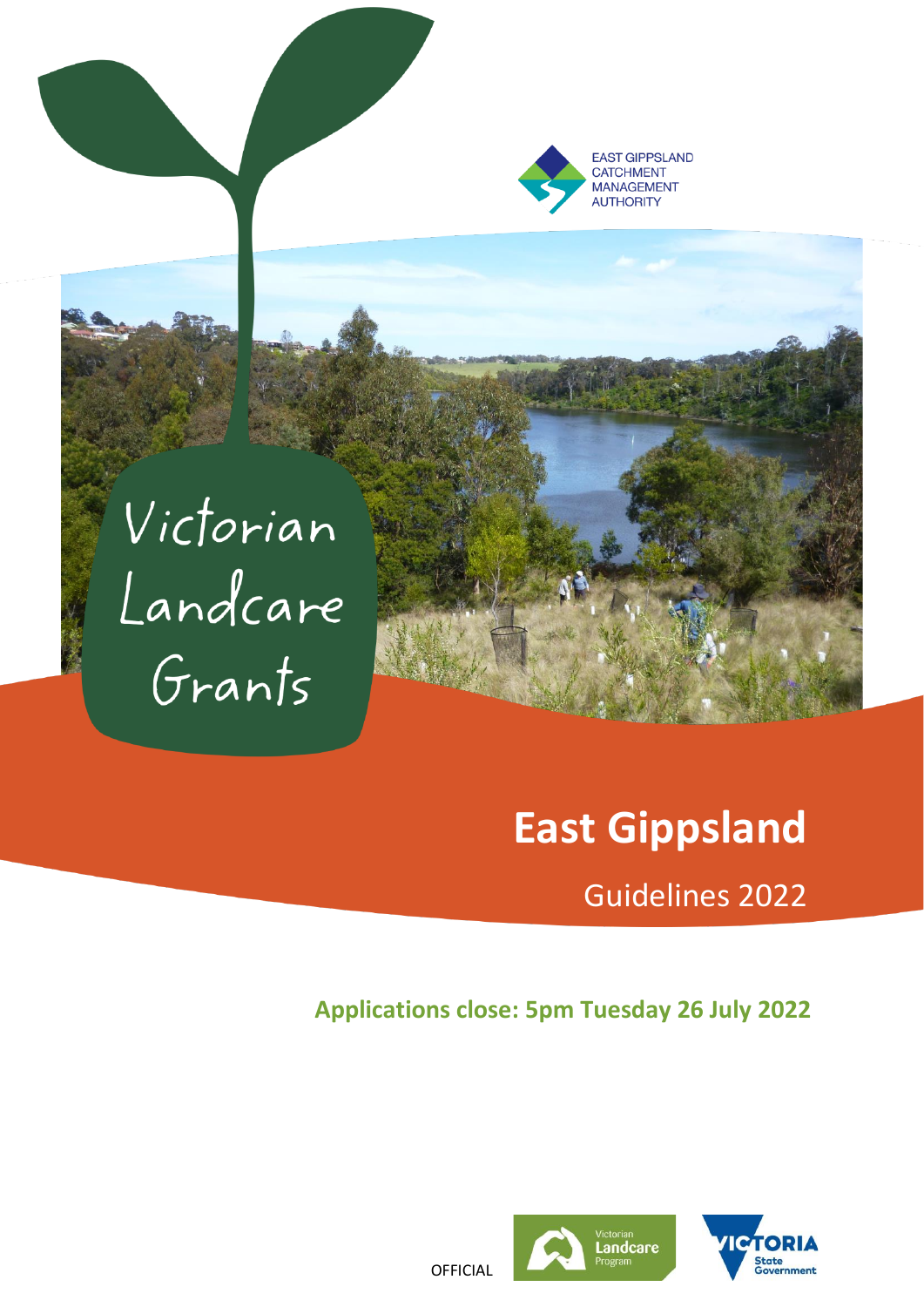EAST GIPPSLAND CATCHMENT MANAGEMENT AUTHORITY

# Victorian Landcare Grants

## East Gippsland

Guidelines 2022

**Applications close: 5pm Tuesday 26 July 2022**

OFFICIAL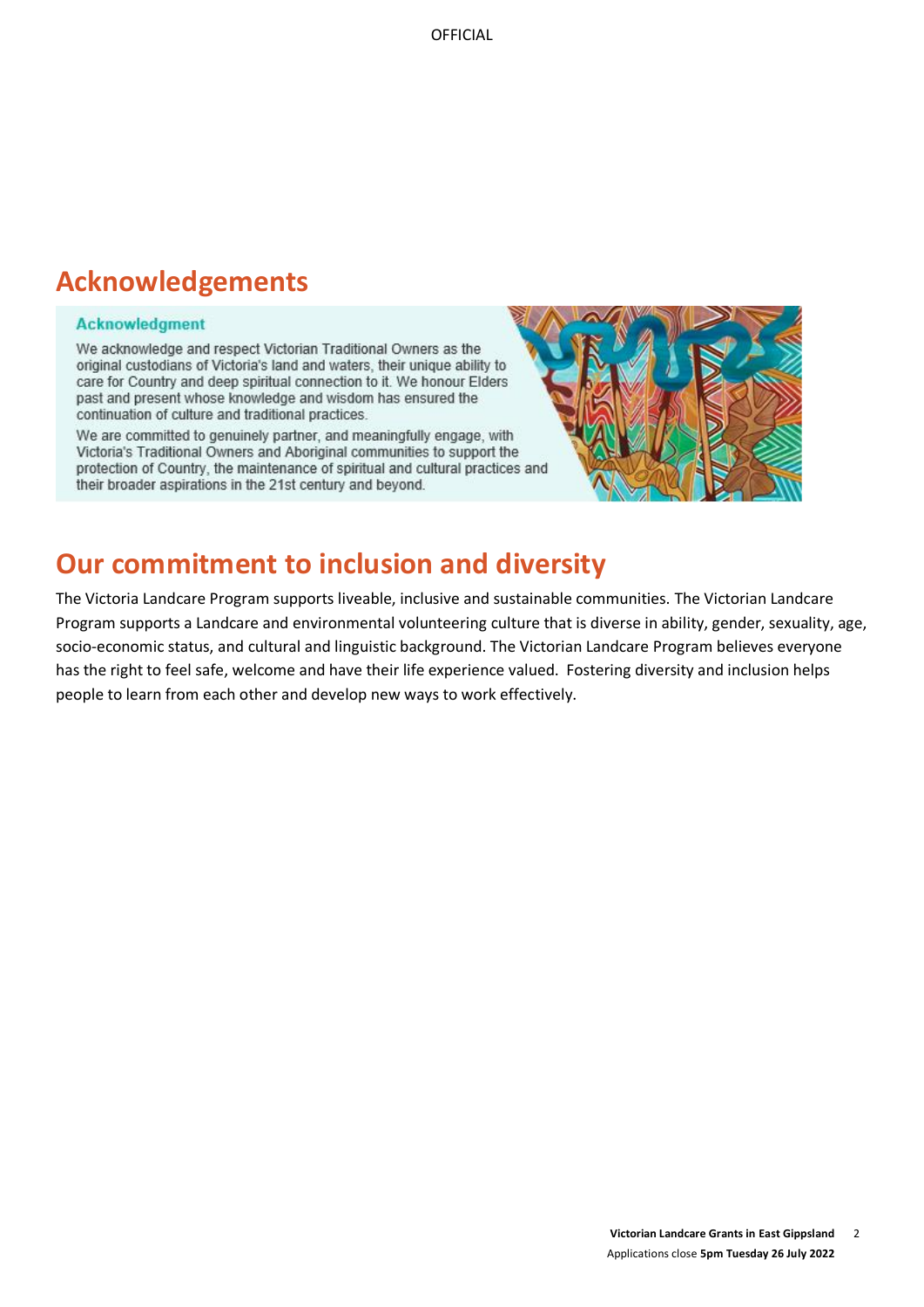## Acknowledgements

### Acknowledgment

We acknowledge and respect Victorian Traditional Owners as the original custodians of Victoria's land and waters, their unique ability to care for Country and deep spiritual connection to it. We honour Elders past and present whose knowledge and wisdom has ensured the continuation of culture and traditional practices.

We are committed to genuinely partner, and meaningfully engage, with Victoria's Traditional Owners and Aboriginal communities to support the protection of Country, the maintenance of spiritual and cultural practices and their broader aspirations in the 21st century and beyond.

## Our commitment to inclusion and diversity

The Victoria Landcare Program supports liveable, inclusive and sustainable communities. The Victorian Landcare Program supports a Landcare and environmental volunteering culture that is diverse in ability, gender, sexuality, age, socio-economic status, and cultural and linguistic background. The Victorian Landcare Program believes everyone has the right to feel safe, welcome and have their life experience valued. Fostering diversity and inclusion helps people to learn from each other and develop new ways to work effectively.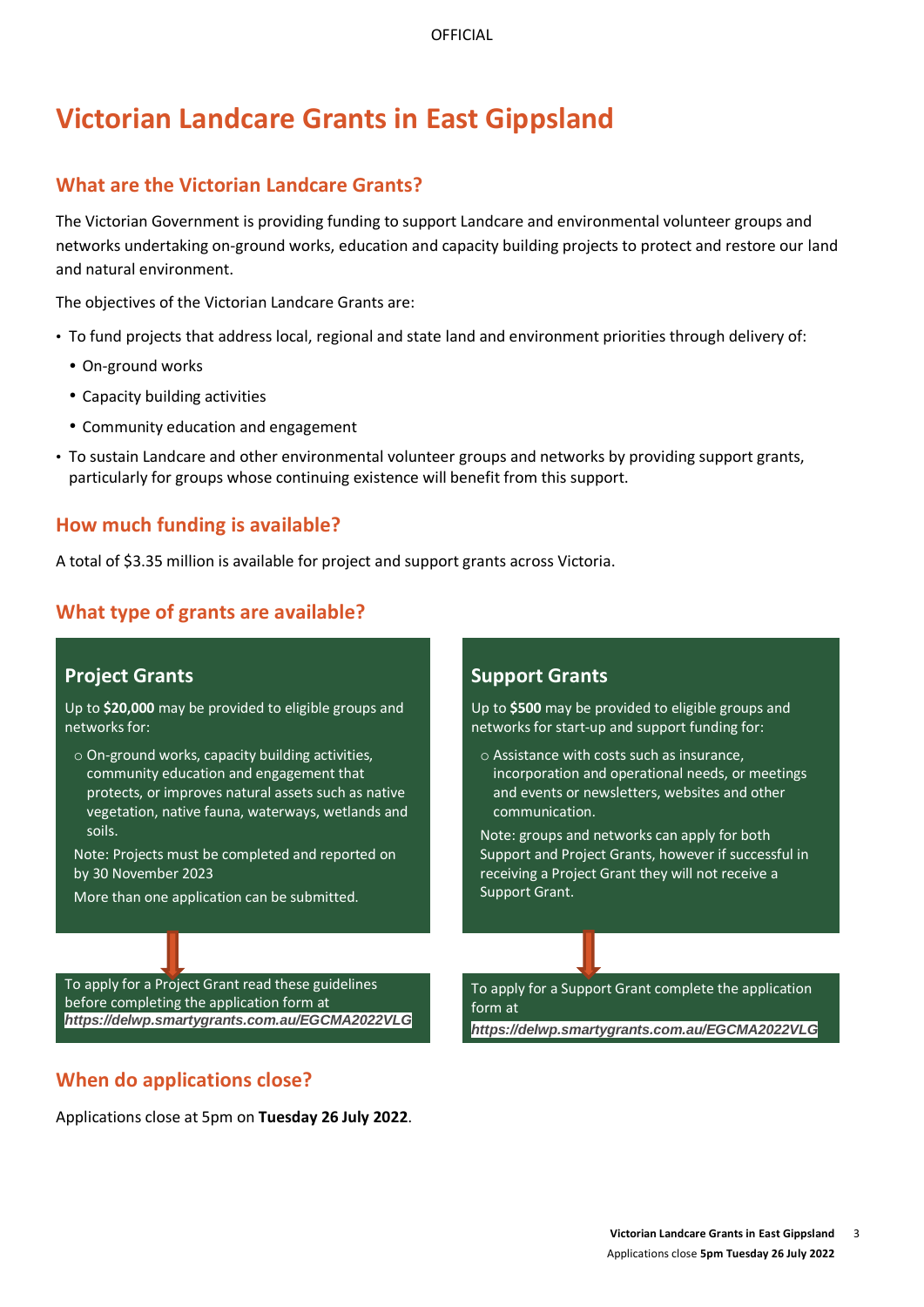# Victorian Landcare Grants in East Gippsland

## What are the Victorian Landcare Grants?

The Victorian Government is providing funding to support Landcare and environmental volunteer groups and networks undertaking on-ground works, education and capacity building projects to protect and restore our land and natural environment.

The objectives of the Victorian Landcare Grants are:

- To fund projects that address local, regional and state land and environment priorities through delivery of:
  - On-ground works
  - Capacity building activities
  - Community education and engagement
- To sustain Landcare and other environmental volunteer groups and networks by providing support grants, particularly for groups whose continuing existence will benefit from this support.

## How much funding is available?

A total of $3.35 million is available for project and support grants across Victoria.

## What type of grants are available?

### Project Grants

Up to **$20,000** may be provided to eligible groups and networks for:

- On-ground works, capacity building activities, community education and engagement that protects, or improves natural assets such as native vegetation, native fauna, waterways, wetlands and soils.

Note: Projects must be completed and reported on by 30 November 2023

More than one application can be submitted.

To apply for a Project Grant read these guidelines before completing the application form at ***https://delwp.smartygrants.com.au/EGCMA2022VLG***

### Support Grants

Up to **$500** may be provided to eligible groups and networks for start-up and support funding for:

- Assistance with costs such as insurance, incorporation and operational needs, or meetings and events or newsletters, websites and other communication.

Note: groups and networks can apply for both Support and Project Grants, however if successful in receiving a Project Grant they will not receive a Support Grant.

To apply for a Support Grant complete the application form at ***https://delwp.smartygrants.com.au/EGCMA2022VLG***

## When do applications close?

Applications close at 5pm on **Tuesday 26 July 2022**.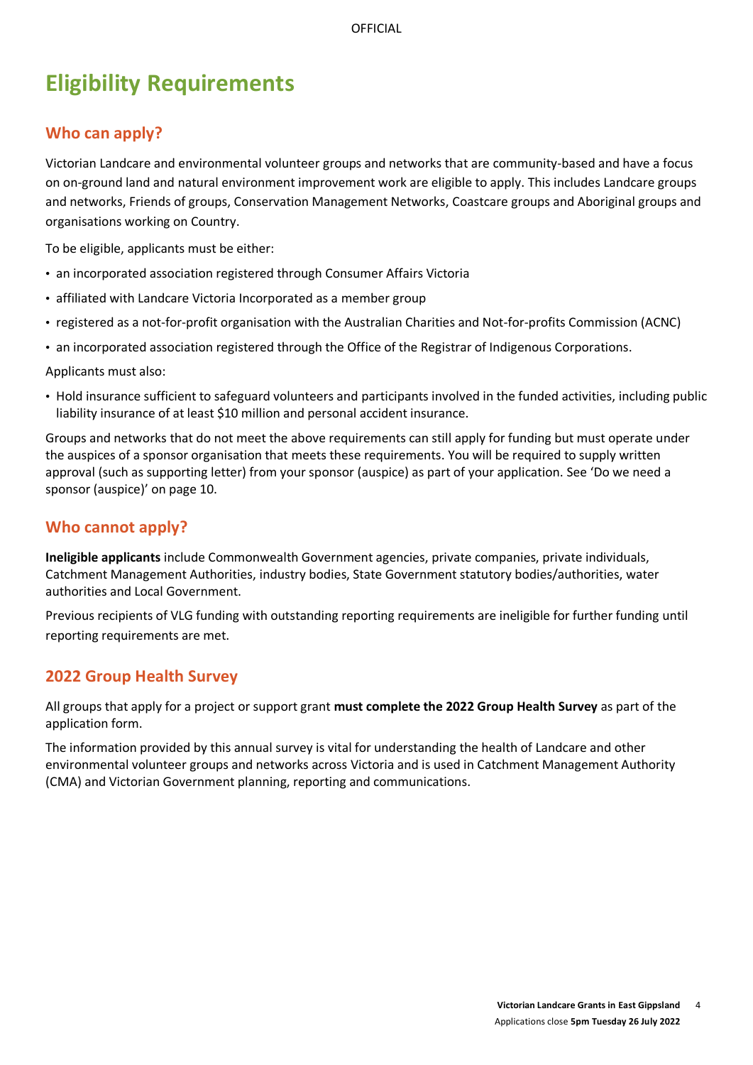# Eligibility Requirements

## Who can apply?

Victorian Landcare and environmental volunteer groups and networks that are community-based and have a focus on on-ground land and natural environment improvement work are eligible to apply. This includes Landcare groups and networks, Friends of groups, Conservation Management Networks, Coastcare groups and Aboriginal groups and organisations working on Country.

To be eligible, applicants must be either:

- an incorporated association registered through Consumer Affairs Victoria
- affiliated with Landcare Victoria Incorporated as a member group
- registered as a not-for-profit organisation with the Australian Charities and Not-for-profits Commission (ACNC)
- an incorporated association registered through the Office of the Registrar of Indigenous Corporations.

Applicants must also:

- Hold insurance sufficient to safeguard volunteers and participants involved in the funded activities, including public liability insurance of at least $10 million and personal accident insurance.

Groups and networks that do not meet the above requirements can still apply for funding but must operate under the auspices of a sponsor organisation that meets these requirements. You will be required to supply written approval (such as supporting letter) from your sponsor (auspice) as part of your application. See 'Do we need a sponsor (auspice)' on page 10.

## Who cannot apply?

**Ineligible applicants** include Commonwealth Government agencies, private companies, private individuals, Catchment Management Authorities, industry bodies, State Government statutory bodies/authorities, water authorities and Local Government.

Previous recipients of VLG funding with outstanding reporting requirements are ineligible for further funding until reporting requirements are met.

## 2022 Group Health Survey

All groups that apply for a project or support grant **must complete the 2022 Group Health Survey** as part of the application form.

The information provided by this annual survey is vital for understanding the health of Landcare and other environmental volunteer groups and networks across Victoria and is used in Catchment Management Authority (CMA) and Victorian Government planning, reporting and communications.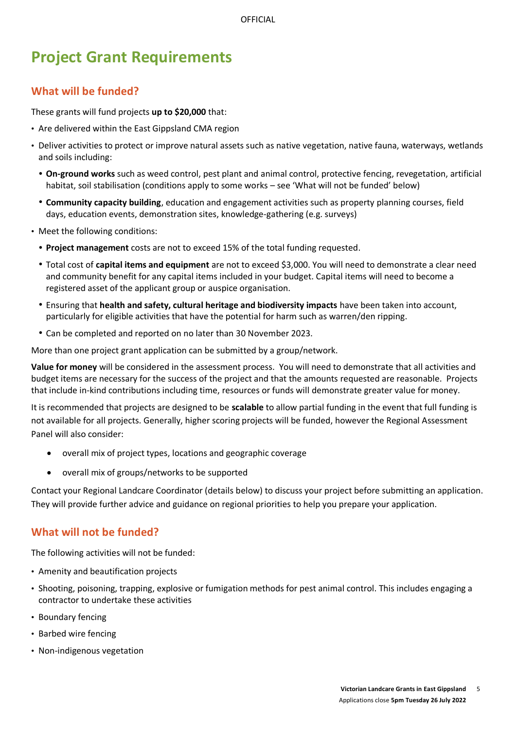# Project Grant Requirements

## What will be funded?

These grants will fund projects **up to $20,000** that:

- Are delivered within the East Gippsland CMA region
- Deliver activities to protect or improve natural assets such as native vegetation, native fauna, waterways, wetlands and soils including:
  - **On-ground works** such as weed control, pest plant and animal control, protective fencing, revegetation, artificial habitat, soil stabilisation (conditions apply to some works – see 'What will not be funded' below)
  - **Community capacity building**, education and engagement activities such as property planning courses, field days, education events, demonstration sites, knowledge-gathering (e.g. surveys)
- Meet the following conditions:
  - **Project management** costs are not to exceed 15% of the total funding requested.
  - Total cost of **capital items and equipment** are not to exceed $3,000. You will need to demonstrate a clear need and community benefit for any capital items included in your budget. Capital items will need to become a registered asset of the applicant group or auspice organisation.
  - Ensuring that **health and safety, cultural heritage and biodiversity impacts** have been taken into account, particularly for eligible activities that have the potential for harm such as warren/den ripping.
  - Can be completed and reported on no later than 30 November 2023.

More than one project grant application can be submitted by a group/network.

**Value for money** will be considered in the assessment process. You will need to demonstrate that all activities and budget items are necessary for the success of the project and that the amounts requested are reasonable. Projects that include in-kind contributions including time, resources or funds will demonstrate greater value for money.

It is recommended that projects are designed to be **scalable** to allow partial funding in the event that full funding is not available for all projects. Generally, higher scoring projects will be funded, however the Regional Assessment Panel will also consider:

- overall mix of project types, locations and geographic coverage
- overall mix of groups/networks to be supported

Contact your Regional Landcare Coordinator (details below) to discuss your project before submitting an application. They will provide further advice and guidance on regional priorities to help you prepare your application.

## What will not be funded?

The following activities will not be funded:

- Amenity and beautification projects
- Shooting, poisoning, trapping, explosive or fumigation methods for pest animal control. This includes engaging a contractor to undertake these activities
- Boundary fencing
- Barbed wire fencing
- Non-indigenous vegetation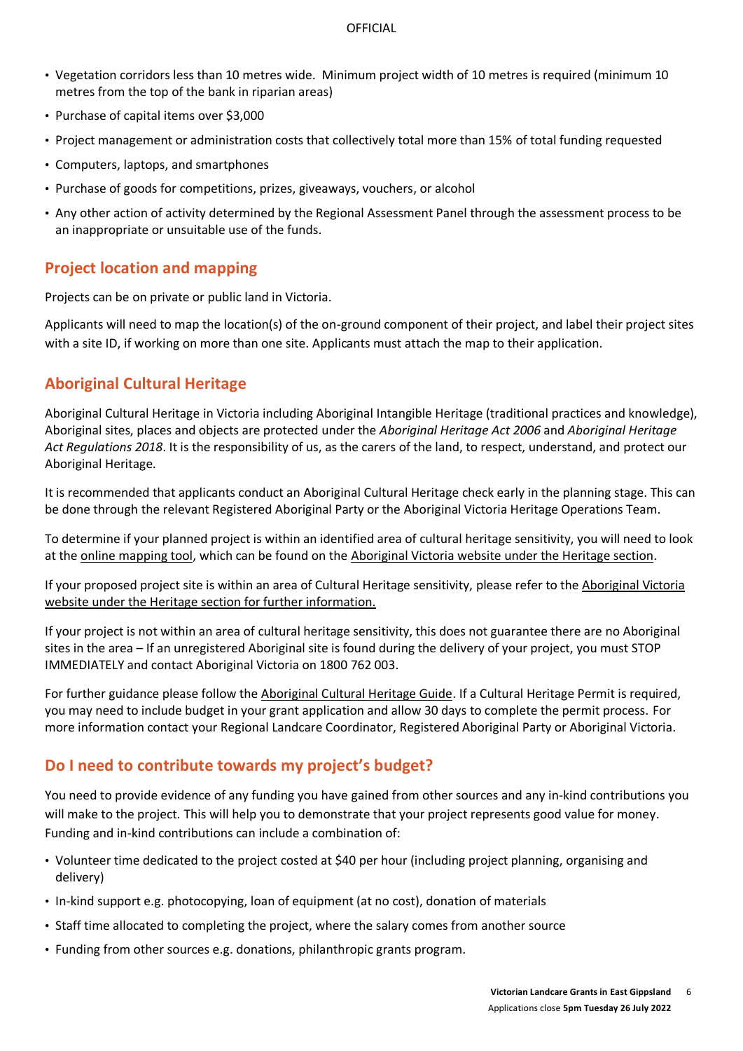- Vegetation corridors less than 10 metres wide. Minimum project width of 10 metres is required (minimum 10 metres from the top of the bank in riparian areas)
- Purchase of capital items over $3,000
- Project management or administration costs that collectively total more than 15% of total funding requested
- Computers, laptops, and smartphones
- Purchase of goods for competitions, prizes, giveaways, vouchers, or alcohol
- Any other action of activity determined by the Regional Assessment Panel through the assessment process to be an inappropriate or unsuitable use of the funds.

## Project location and mapping

Projects can be on private or public land in Victoria.

Applicants will need to map the location(s) of the on-ground component of their project, and label their project sites with a site ID, if working on more than one site. Applicants must attach the map to their application.

## Aboriginal Cultural Heritage

Aboriginal Cultural Heritage in Victoria including Aboriginal Intangible Heritage (traditional practices and knowledge), Aboriginal sites, places and objects are protected under the *Aboriginal Heritage Act 2006* and *Aboriginal Heritage Act Regulations 2018*. It is the responsibility of us, as the carers of the land, to respect, understand, and protect our Aboriginal Heritage.

It is recommended that applicants conduct an Aboriginal Cultural Heritage check early in the planning stage. This can be done through the relevant Registered Aboriginal Party or the Aboriginal Victoria Heritage Operations Team.

To determine if your planned project is within an identified area of cultural heritage sensitivity, you will need to look at the online mapping tool, which can be found on the Aboriginal Victoria website under the Heritage section.

If your proposed project site is within an area of Cultural Heritage sensitivity, please refer to the Aboriginal Victoria website under the Heritage section for further information.

If your project is not within an area of cultural heritage sensitivity, this does not guarantee there are no Aboriginal sites in the area – If an unregistered Aboriginal site is found during the delivery of your project, you must STOP IMMEDIATELY and contact Aboriginal Victoria on 1800 762 003.

For further guidance please follow the Aboriginal Cultural Heritage Guide. If a Cultural Heritage Permit is required, you may need to include budget in your grant application and allow 30 days to complete the permit process. For more information contact your Regional Landcare Coordinator, Registered Aboriginal Party or Aboriginal Victoria.

## Do I need to contribute towards my project's budget?

You need to provide evidence of any funding you have gained from other sources and any in-kind contributions you will make to the project. This will help you to demonstrate that your project represents good value for money. Funding and in-kind contributions can include a combination of:

- Volunteer time dedicated to the project costed at $40 per hour (including project planning, organising and delivery)
- In-kind support e.g. photocopying, loan of equipment (at no cost), donation of materials
- Staff time allocated to completing the project, where the salary comes from another source
- Funding from other sources e.g. donations, philanthropic grants program.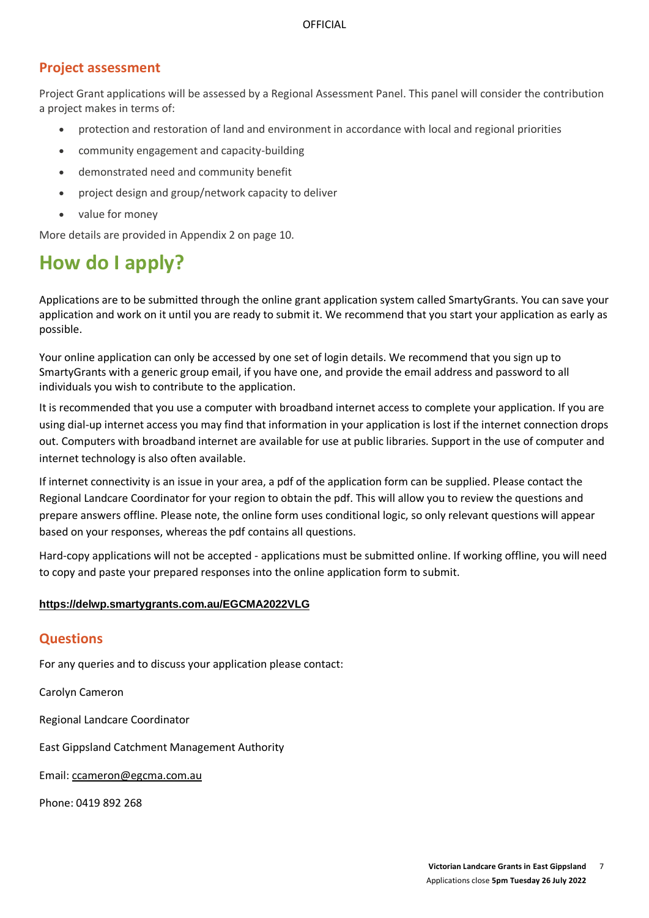## Project assessment

Project Grant applications will be assessed by a Regional Assessment Panel. This panel will consider the contribution a project makes in terms of:

- protection and restoration of land and environment in accordance with local and regional priorities
- community engagement and capacity-building
- demonstrated need and community benefit
- project design and group/network capacity to deliver
- value for money

More details are provided in Appendix 2 on page 10.

# How do I apply?

Applications are to be submitted through the online grant application system called SmartyGrants. You can save your application and work on it until you are ready to submit it. We recommend that you start your application as early as possible.

Your online application can only be accessed by one set of login details. We recommend that you sign up to SmartyGrants with a generic group email, if you have one, and provide the email address and password to all individuals you wish to contribute to the application.

It is recommended that you use a computer with broadband internet access to complete your application. If you are using dial-up internet access you may find that information in your application is lost if the internet connection drops out. Computers with broadband internet are available for use at public libraries. Support in the use of computer and internet technology is also often available.

If internet connectivity is an issue in your area, a pdf of the application form can be supplied. Please contact the Regional Landcare Coordinator for your region to obtain the pdf. This will allow you to review the questions and prepare answers offline. Please note, the online form uses conditional logic, so only relevant questions will appear based on your responses, whereas the pdf contains all questions.

Hard-copy applications will not be accepted - applications must be submitted online. If working offline, you will need to copy and paste your prepared responses into the online application form to submit.

**https://delwp.smartygrants.com.au/EGCMA2022VLG**

## Questions

For any queries and to discuss your application please contact:

Carolyn Cameron

Regional Landcare Coordinator

East Gippsland Catchment Management Authority

Email: ccameron@egcma.com.au

Phone: 0419 892 268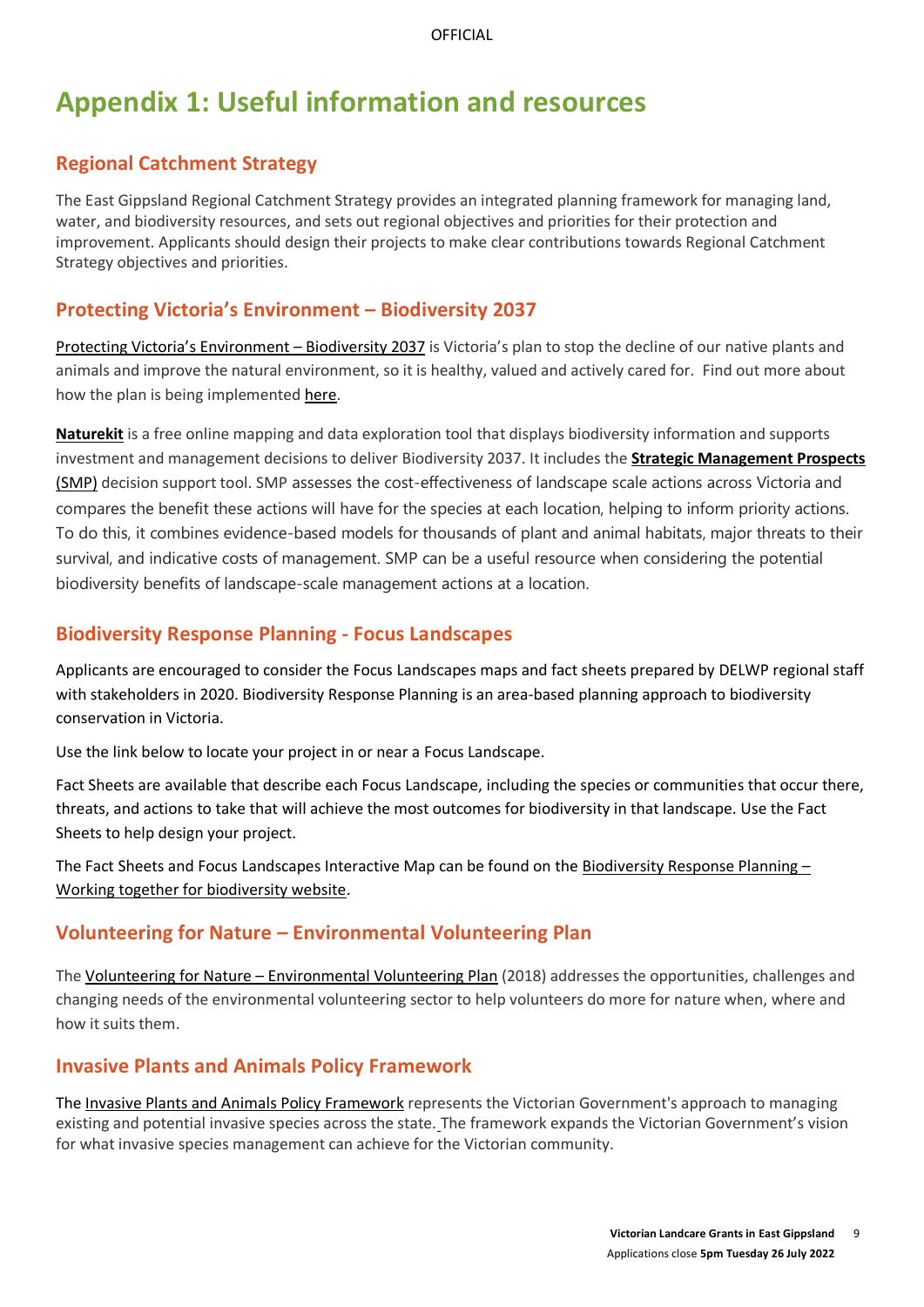# Appendix 1: Useful information and resources

## Regional Catchment Strategy

The East Gippsland Regional Catchment Strategy provides an integrated planning framework for managing land, water, and biodiversity resources, and sets out regional objectives and priorities for their protection and improvement. Applicants should design their projects to make clear contributions towards Regional Catchment Strategy objectives and priorities.

## Protecting Victoria's Environment – Biodiversity 2037

Protecting Victoria's Environment – Biodiversity 2037 is Victoria's plan to stop the decline of our native plants and animals and improve the natural environment, so it is healthy, valued and actively cared for. Find out more about how the plan is being implemented here.

**Naturekit** is a free online mapping and data exploration tool that displays biodiversity information and supports investment and management decisions to deliver Biodiversity 2037. It includes the **Strategic Management Prospects (SMP)** decision support tool. SMP assesses the cost-effectiveness of landscape scale actions across Victoria and compares the benefit these actions will have for the species at each location, helping to inform priority actions. To do this, it combines evidence-based models for thousands of plant and animal habitats, major threats to their survival, and indicative costs of management. SMP can be a useful resource when considering the potential biodiversity benefits of landscape-scale management actions at a location.

## Biodiversity Response Planning - Focus Landscapes

Applicants are encouraged to consider the Focus Landscapes maps and fact sheets prepared by DELWP regional staff with stakeholders in 2020. Biodiversity Response Planning is an area-based planning approach to biodiversity conservation in Victoria.

Use the link below to locate your project in or near a Focus Landscape.

Fact Sheets are available that describe each Focus Landscape, including the species or communities that occur there, threats, and actions to take that will achieve the most outcomes for biodiversity in that landscape. Use the Fact Sheets to help design your project.

The Fact Sheets and Focus Landscapes Interactive Map can be found on the Biodiversity Response Planning – Working together for biodiversity website.

## Volunteering for Nature – Environmental Volunteering Plan

The Volunteering for Nature – Environmental Volunteering Plan (2018) addresses the opportunities, challenges and changing needs of the environmental volunteering sector to help volunteers do more for nature when, where and how it suits them.

## Invasive Plants and Animals Policy Framework

The Invasive Plants and Animals Policy Framework represents the Victorian Government's approach to managing existing and potential invasive species across the state. The framework expands the Victorian Government's vision for what invasive species management can achieve for the Victorian community.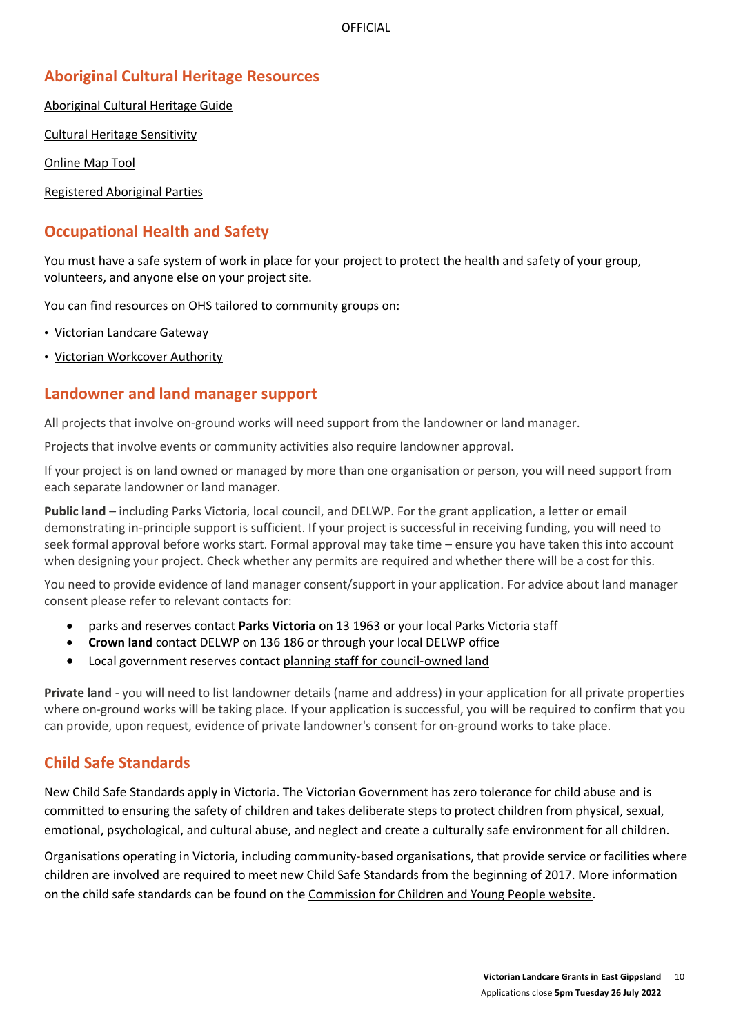## Aboriginal Cultural Heritage Resources

Aboriginal Cultural Heritage Guide

Cultural Heritage Sensitivity

Online Map Tool

Registered Aboriginal Parties

## Occupational Health and Safety

You must have a safe system of work in place for your project to protect the health and safety of your group, volunteers, and anyone else on your project site.

You can find resources on OHS tailored to community groups on:

- Victorian Landcare Gateway
- Victorian Workcover Authority

## Landowner and land manager support

All projects that involve on-ground works will need support from the landowner or land manager.

Projects that involve events or community activities also require landowner approval.

If your project is on land owned or managed by more than one organisation or person, you will need support from each separate landowner or land manager.

**Public land** – including Parks Victoria, local council, and DELWP. For the grant application, a letter or email demonstrating in-principle support is sufficient. If your project is successful in receiving funding, you will need to seek formal approval before works start. Formal approval may take time – ensure you have taken this into account when designing your project. Check whether any permits are required and whether there will be a cost for this.

You need to provide evidence of land manager consent/support in your application. For advice about land manager consent please refer to relevant contacts for:

- parks and reserves contact **Parks Victoria** on 13 1963 or your local Parks Victoria staff
- **Crown land** contact DELWP on 136 186 or through your local DELWP office
- Local government reserves contact planning staff for council-owned land

**Private land** - you will need to list landowner details (name and address) in your application for all private properties where on-ground works will be taking place. If your application is successful, you will be required to confirm that you can provide, upon request, evidence of private landowner's consent for on-ground works to take place.

## Child Safe Standards

New Child Safe Standards apply in Victoria. The Victorian Government has zero tolerance for child abuse and is committed to ensuring the safety of children and takes deliberate steps to protect children from physical, sexual, emotional, psychological, and cultural abuse, and neglect and create a culturally safe environment for all children.

Organisations operating in Victoria, including community-based organisations, that provide service or facilities where children are involved are required to meet new Child Safe Standards from the beginning of 2017. More information on the child safe standards can be found on the Commission for Children and Young People website.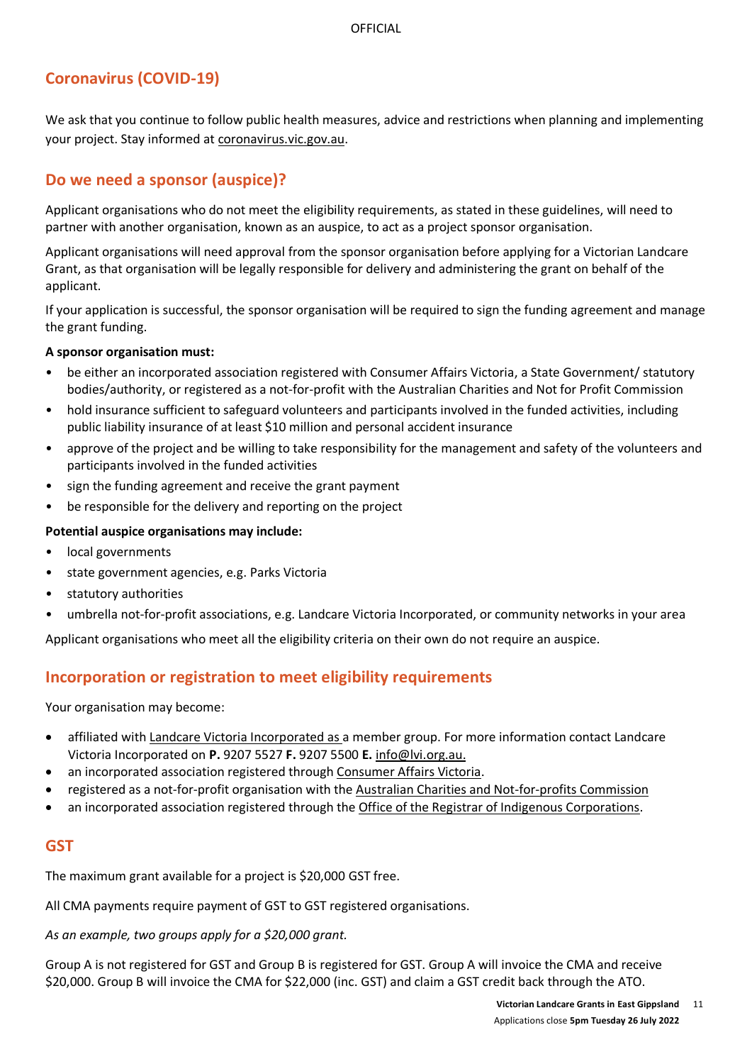## Coronavirus (COVID-19)

We ask that you continue to follow public health measures, advice and restrictions when planning and implementing your project. Stay informed at coronavirus.vic.gov.au.

## Do we need a sponsor (auspice)?

Applicant organisations who do not meet the eligibility requirements, as stated in these guidelines, will need to partner with another organisation, known as an auspice, to act as a project sponsor organisation.

Applicant organisations will need approval from the sponsor organisation before applying for a Victorian Landcare Grant, as that organisation will be legally responsible for delivery and administering the grant on behalf of the applicant.

If your application is successful, the sponsor organisation will be required to sign the funding agreement and manage the grant funding.

**A sponsor organisation must:**

- be either an incorporated association registered with Consumer Affairs Victoria, a State Government/ statutory bodies/authority, or registered as a not-for-profit with the Australian Charities and Not for Profit Commission
- hold insurance sufficient to safeguard volunteers and participants involved in the funded activities, including public liability insurance of at least $10 million and personal accident insurance
- approve of the project and be willing to take responsibility for the management and safety of the volunteers and participants involved in the funded activities
- sign the funding agreement and receive the grant payment
- be responsible for the delivery and reporting on the project

**Potential auspice organisations may include:**

- local governments
- state government agencies, e.g. Parks Victoria
- statutory authorities
- umbrella not-for-profit associations, e.g. Landcare Victoria Incorporated, or community networks in your area

Applicant organisations who meet all the eligibility criteria on their own do not require an auspice.

## Incorporation or registration to meet eligibility requirements

Your organisation may become:

- affiliated with Landcare Victoria Incorporated as a member group. For more information contact Landcare Victoria Incorporated on **P.** 9207 5527 **F.** 9207 5500 **E.** info@lvi.org.au.
- an incorporated association registered through Consumer Affairs Victoria.
- registered as a not-for-profit organisation with the Australian Charities and Not-for-profits Commission
- an incorporated association registered through the Office of the Registrar of Indigenous Corporations.

## GST

The maximum grant available for a project is $20,000 GST free.

All CMA payments require payment of GST to GST registered organisations.

*As an example, two groups apply for a $20,000 grant.*

Group A is not registered for GST and Group B is registered for GST. Group A will invoice the CMA and receive $20,000. Group B will invoice the CMA for $22,000 (inc. GST) and claim a GST credit back through the ATO.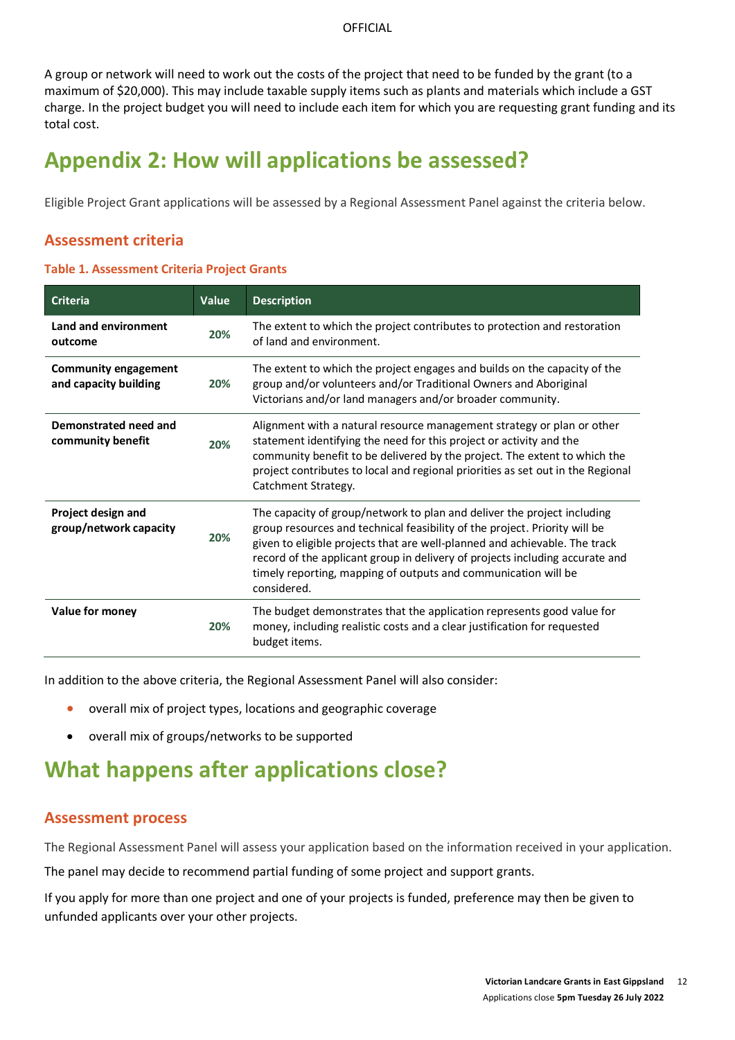A group or network will need to work out the costs of the project that need to be funded by the grant (to a maximum of $20,000). This may include taxable supply items such as plants and materials which include a GST charge. In the project budget you will need to include each item for which you are requesting grant funding and its total cost.

# Appendix 2: How will applications be assessed?

Eligible Project Grant applications will be assessed by a Regional Assessment Panel against the criteria below.

## Assessment criteria

### Table 1. Assessment Criteria Project Grants

| Criteria | Value | Description |
|---|---|---|
| **Land and environment outcome** | **20%** | The extent to which the project contributes to protection and restoration of land and environment. |
| **Community engagement and capacity building** | **20%** | The extent to which the project engages and builds on the capacity of the group and/or volunteers and/or Traditional Owners and Aboriginal Victorians and/or land managers and/or broader community. |
| **Demonstrated need and community benefit** | **20%** | Alignment with a natural resource management strategy or plan or other statement identifying the need for this project or activity and the community benefit to be delivered by the project. The extent to which the project contributes to local and regional priorities as set out in the Regional Catchment Strategy. |
| **Project design and group/network capacity** | **20%** | The capacity of group/network to plan and deliver the project including group resources and technical feasibility of the project. Priority will be given to eligible projects that are well-planned and achievable. The track record of the applicant group in delivery of projects including accurate and timely reporting, mapping of outputs and communication will be considered. |
| **Value for money** | **20%** | The budget demonstrates that the application represents good value for money, including realistic costs and a clear justification for requested budget items. |

In addition to the above criteria, the Regional Assessment Panel will also consider:

- overall mix of project types, locations and geographic coverage
- overall mix of groups/networks to be supported

# What happens after applications close?

## Assessment process

The Regional Assessment Panel will assess your application based on the information received in your application.

The panel may decide to recommend partial funding of some project and support grants.

If you apply for more than one project and one of your projects is funded, preference may then be given to unfunded applicants over your other projects.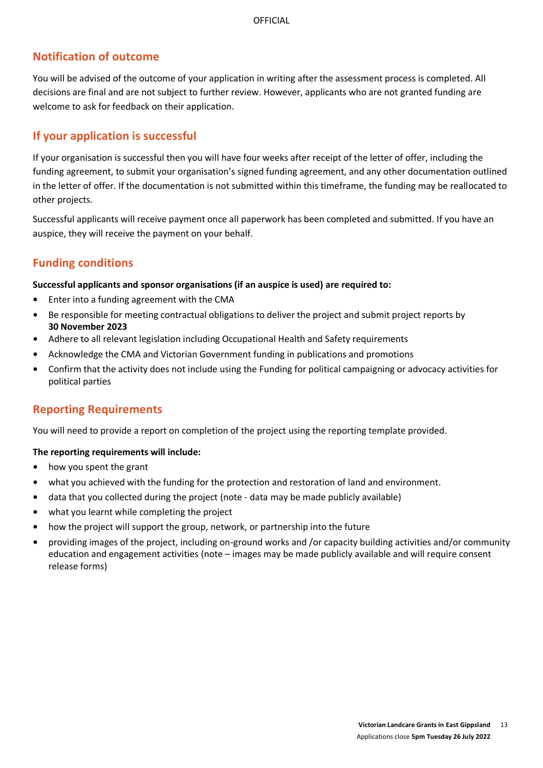## Notification of outcome

You will be advised of the outcome of your application in writing after the assessment process is completed. All decisions are final and are not subject to further review. However, applicants who are not granted funding are welcome to ask for feedback on their application.

## If your application is successful

If your organisation is successful then you will have four weeks after receipt of the letter of offer, including the funding agreement, to submit your organisation's signed funding agreement, and any other documentation outlined in the letter of offer. If the documentation is not submitted within this timeframe, the funding may be reallocated to other projects.

Successful applicants will receive payment once all paperwork has been completed and submitted. If you have an auspice, they will receive the payment on your behalf.

## Funding conditions

**Successful applicants and sponsor organisations (if an auspice is used) are required to:**

- Enter into a funding agreement with the CMA
- Be responsible for meeting contractual obligations to deliver the project and submit project reports by **30 November 2023**
- Adhere to all relevant legislation including Occupational Health and Safety requirements
- Acknowledge the CMA and Victorian Government funding in publications and promotions
- Confirm that the activity does not include using the Funding for political campaigning or advocacy activities for political parties

## Reporting Requirements

You will need to provide a report on completion of the project using the reporting template provided.

**The reporting requirements will include:**

- how you spent the grant
- what you achieved with the funding for the protection and restoration of land and environment.
- data that you collected during the project (note - data may be made publicly available)
- what you learnt while completing the project
- how the project will support the group, network, or partnership into the future
- providing images of the project, including on-ground works and /or capacity building activities and/or community education and engagement activities (note – images may be made publicly available and will require consent release forms)